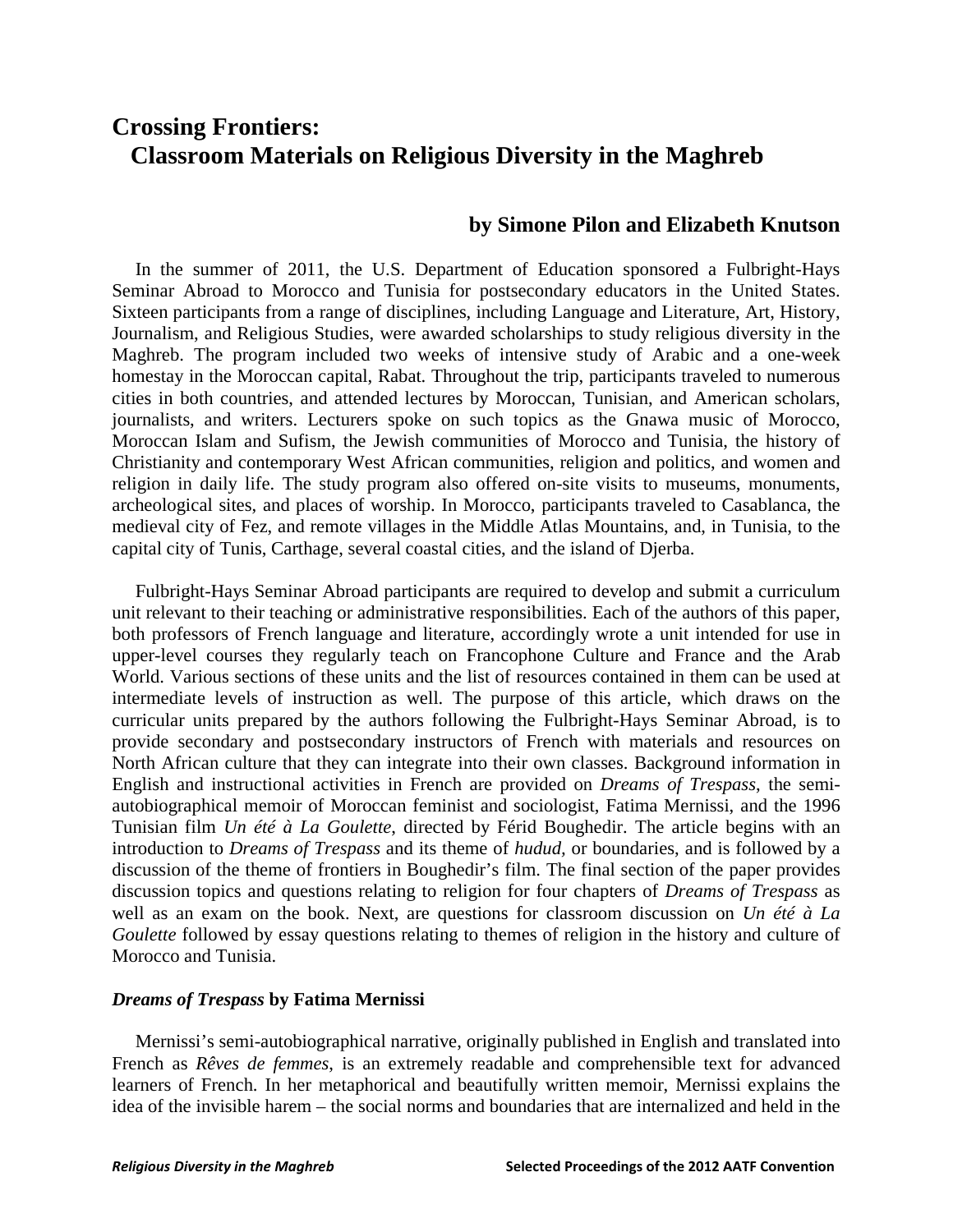# Crossing Frontiers:
## Classroom Materials on Religious Diversity in the Maghreb

**by Simone Pilon and Elizabeth Knutson**

In the summer of 2011, the U.S. Department of Education sponsored a Fulbright-Hays Seminar Abroad to Morocco and Tunisia for postsecondary educators in the United States. Sixteen participants from a range of disciplines, including Language and Literature, Art, History, Journalism, and Religious Studies, were awarded scholarships to study religious diversity in the Maghreb. The program included two weeks of intensive study of Arabic and a one-week homestay in the Moroccan capital, Rabat. Throughout the trip, participants traveled to numerous cities in both countries, and attended lectures by Moroccan, Tunisian, and American scholars, journalists, and writers. Lecturers spoke on such topics as the Gnawa music of Morocco, Moroccan Islam and Sufism, the Jewish communities of Morocco and Tunisia, the history of Christianity and contemporary West African communities, religion and politics, and women and religion in daily life. The study program also offered on-site visits to museums, monuments, archeological sites, and places of worship. In Morocco, participants traveled to Casablanca, the medieval city of Fez, and remote villages in the Middle Atlas Mountains, and, in Tunisia, to the capital city of Tunis, Carthage, several coastal cities, and the island of Djerba.

Fulbright-Hays Seminar Abroad participants are required to develop and submit a curriculum unit relevant to their teaching or administrative responsibilities. Each of the authors of this paper, both professors of French language and literature, accordingly wrote a unit intended for use in upper-level courses they regularly teach on Francophone Culture and France and the Arab World. Various sections of these units and the list of resources contained in them can be used at intermediate levels of instruction as well. The purpose of this article, which draws on the curricular units prepared by the authors following the Fulbright-Hays Seminar Abroad, is to provide secondary and postsecondary instructors of French with materials and resources on North African culture that they can integrate into their own classes. Background information in English and instructional activities in French are provided on *Dreams of Trespass*, the semi-autobiographical memoir of Moroccan feminist and sociologist, Fatima Mernissi, and the 1996 Tunisian film *Un été à La Goulette*, directed by Férid Boughedir. The article begins with an introduction to *Dreams of Trespass* and its theme of *hudud*, or boundaries, and is followed by a discussion of the theme of frontiers in Boughedir's film. The final section of the paper provides discussion topics and questions relating to religion for four chapters of *Dreams of Trespass* as well as an exam on the book. Next, are questions for classroom discussion on *Un été à La Goulette* followed by essay questions relating to themes of religion in the history and culture of Morocco and Tunisia.

### *Dreams of Trespass* by Fatima Mernissi

Mernissi's semi-autobiographical narrative, originally published in English and translated into French as *Rêves de femmes*, is an extremely readable and comprehensible text for advanced learners of French. In her metaphorical and beautifully written memoir, Mernissi explains the idea of the invisible harem – the social norms and boundaries that are internalized and held in the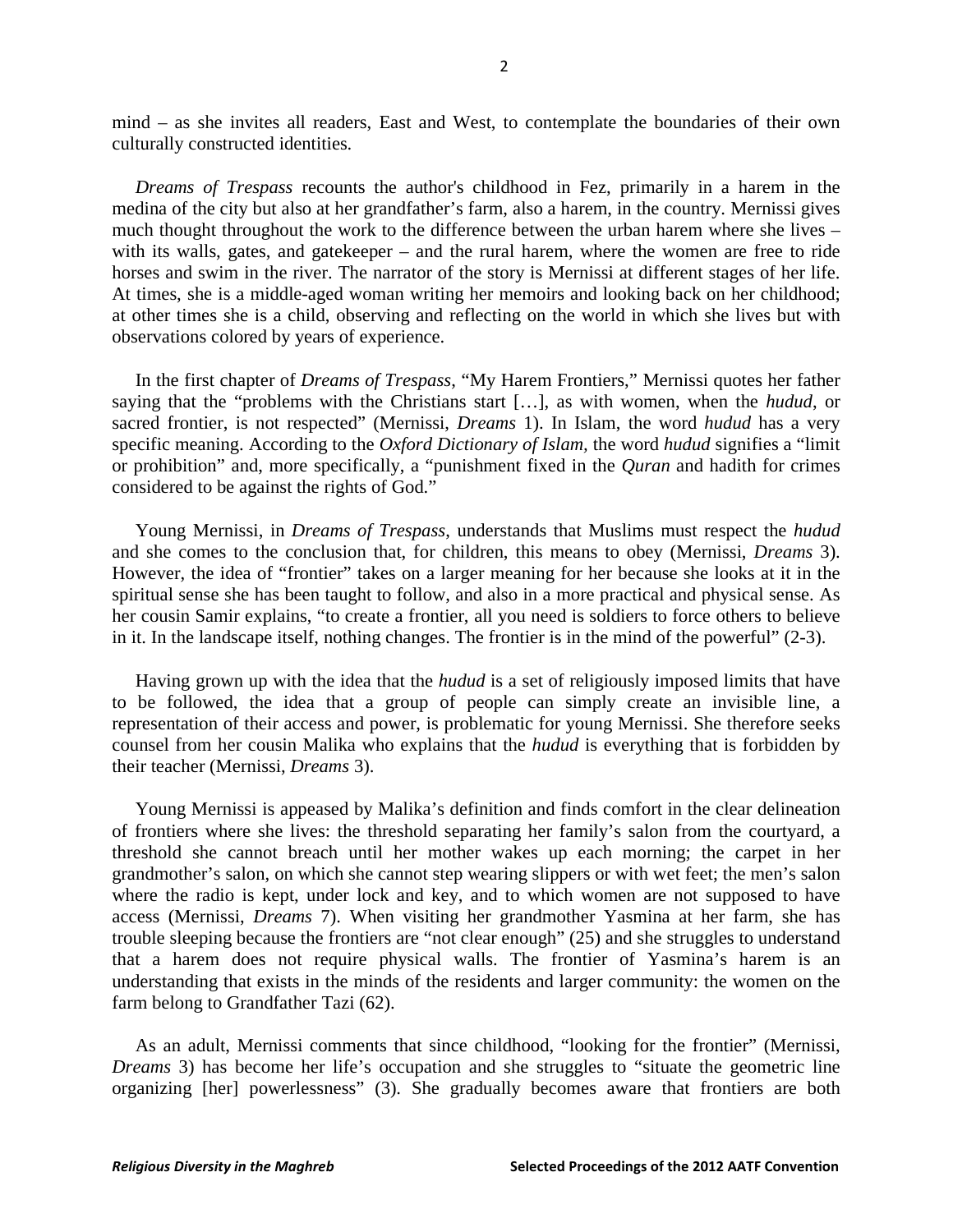mind – as she invites all readers, East and West, to contemplate the boundaries of their own culturally constructed identities.

*Dreams of Trespass* recounts the author's childhood in Fez, primarily in a harem in the medina of the city but also at her grandfather's farm, also a harem, in the country. Mernissi gives much thought throughout the work to the difference between the urban harem where she lives – with its walls, gates, and gatekeeper – and the rural harem, where the women are free to ride horses and swim in the river. The narrator of the story is Mernissi at different stages of her life. At times, she is a middle-aged woman writing her memoirs and looking back on her childhood; at other times she is a child, observing and reflecting on the world in which she lives but with observations colored by years of experience.

In the first chapter of *Dreams of Trespass*, "My Harem Frontiers," Mernissi quotes her father saying that the "problems with the Christians start […], as with women, when the *hudud*, or sacred frontier, is not respected" (Mernissi, *Dreams* 1). In Islam, the word *hudud* has a very specific meaning. According to the *Oxford Dictionary of Islam*, the word *hudud* signifies a "limit or prohibition" and, more specifically, a "punishment fixed in the *Quran* and hadith for crimes considered to be against the rights of God."

Young Mernissi, in *Dreams of Trespass*, understands that Muslims must respect the *hudud* and she comes to the conclusion that, for children, this means to obey (Mernissi, *Dreams* 3). However, the idea of "frontier" takes on a larger meaning for her because she looks at it in the spiritual sense she has been taught to follow, and also in a more practical and physical sense. As her cousin Samir explains, "to create a frontier, all you need is soldiers to force others to believe in it. In the landscape itself, nothing changes. The frontier is in the mind of the powerful" (2-3).

Having grown up with the idea that the *hudud* is a set of religiously imposed limits that have to be followed, the idea that a group of people can simply create an invisible line, a representation of their access and power, is problematic for young Mernissi. She therefore seeks counsel from her cousin Malika who explains that the *hudud* is everything that is forbidden by their teacher (Mernissi, *Dreams* 3).

Young Mernissi is appeased by Malika's definition and finds comfort in the clear delineation of frontiers where she lives: the threshold separating her family's salon from the courtyard, a threshold she cannot breach until her mother wakes up each morning; the carpet in her grandmother's salon, on which she cannot step wearing slippers or with wet feet; the men's salon where the radio is kept, under lock and key, and to which women are not supposed to have access (Mernissi, *Dreams* 7). When visiting her grandmother Yasmina at her farm, she has trouble sleeping because the frontiers are "not clear enough" (25) and she struggles to understand that a harem does not require physical walls. The frontier of Yasmina's harem is an understanding that exists in the minds of the residents and larger community: the women on the farm belong to Grandfather Tazi (62).

As an adult, Mernissi comments that since childhood, "looking for the frontier" (Mernissi, *Dreams* 3) has become her life's occupation and she struggles to "situate the geometric line organizing [her] powerlessness" (3). She gradually becomes aware that frontiers are both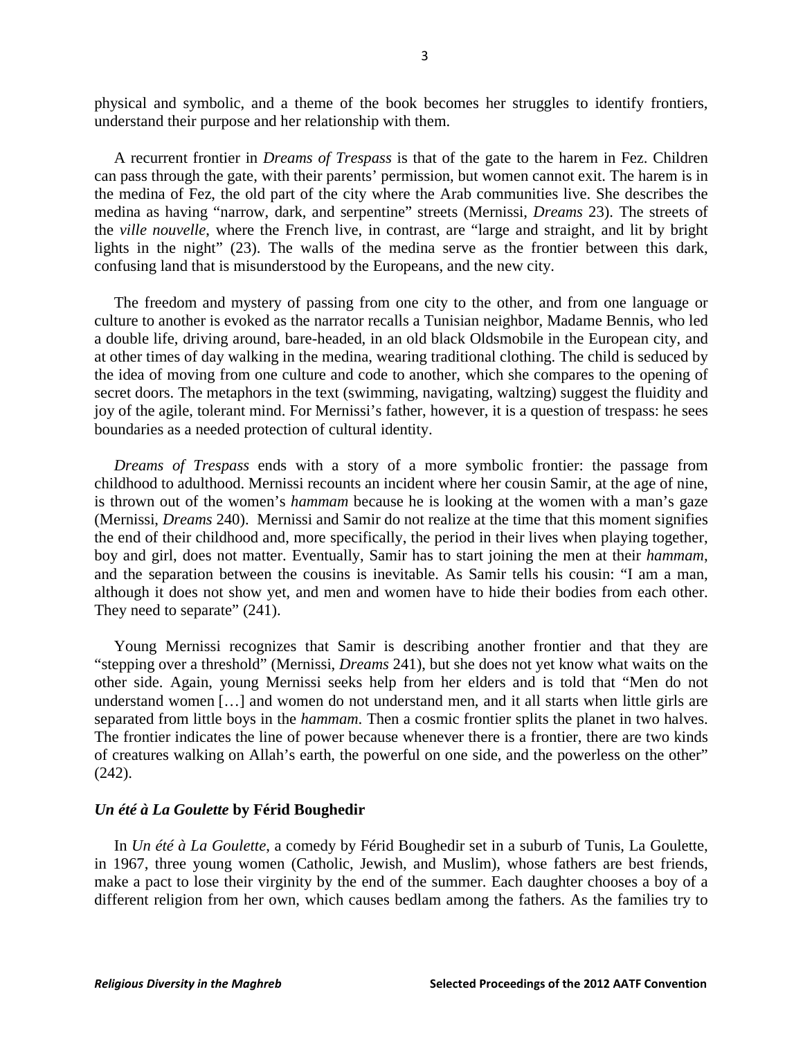physical and symbolic, and a theme of the book becomes her struggles to identify frontiers, understand their purpose and her relationship with them.

A recurrent frontier in *Dreams of Trespass* is that of the gate to the harem in Fez. Children can pass through the gate, with their parents' permission, but women cannot exit. The harem is in the medina of Fez, the old part of the city where the Arab communities live. She describes the medina as having "narrow, dark, and serpentine" streets (Mernissi, *Dreams* 23). The streets of the *ville nouvelle*, where the French live, in contrast, are "large and straight, and lit by bright lights in the night" (23). The walls of the medina serve as the frontier between this dark, confusing land that is misunderstood by the Europeans, and the new city.

The freedom and mystery of passing from one city to the other, and from one language or culture to another is evoked as the narrator recalls a Tunisian neighbor, Madame Bennis, who led a double life, driving around, bare-headed, in an old black Oldsmobile in the European city, and at other times of day walking in the medina, wearing traditional clothing. The child is seduced by the idea of moving from one culture and code to another, which she compares to the opening of secret doors. The metaphors in the text (swimming, navigating, waltzing) suggest the fluidity and joy of the agile, tolerant mind. For Mernissi's father, however, it is a question of trespass: he sees boundaries as a needed protection of cultural identity.

*Dreams of Trespass* ends with a story of a more symbolic frontier: the passage from childhood to adulthood. Mernissi recounts an incident where her cousin Samir, at the age of nine, is thrown out of the women's *hammam* because he is looking at the women with a man's gaze (Mernissi, *Dreams* 240). Mernissi and Samir do not realize at the time that this moment signifies the end of their childhood and, more specifically, the period in their lives when playing together, boy and girl, does not matter. Eventually, Samir has to start joining the men at their *hammam*, and the separation between the cousins is inevitable. As Samir tells his cousin: "I am a man, although it does not show yet, and men and women have to hide their bodies from each other. They need to separate" (241).

Young Mernissi recognizes that Samir is describing another frontier and that they are "stepping over a threshold" (Mernissi, *Dreams* 241), but she does not yet know what waits on the other side. Again, young Mernissi seeks help from her elders and is told that "Men do not understand women […] and women do not understand men, and it all starts when little girls are separated from little boys in the *hammam*. Then a cosmic frontier splits the planet in two halves. The frontier indicates the line of power because whenever there is a frontier, there are two kinds of creatures walking on Allah's earth, the powerful on one side, and the powerless on the other" (242).

### *Un été à La Goulette* by Férid Boughedir

In *Un été à La Goulette*, a comedy by Férid Boughedir set in a suburb of Tunis, La Goulette, in 1967, three young women (Catholic, Jewish, and Muslim), whose fathers are best friends, make a pact to lose their virginity by the end of the summer. Each daughter chooses a boy of a different religion from her own, which causes bedlam among the fathers. As the families try to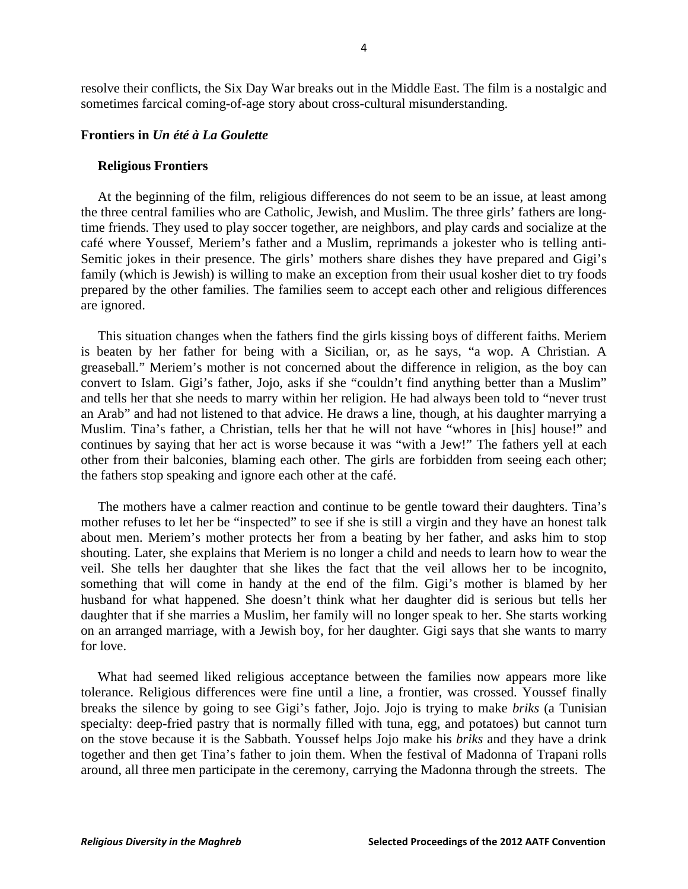resolve their conflicts, the Six Day War breaks out in the Middle East. The film is a nostalgic and sometimes farcical coming-of-age story about cross-cultural misunderstanding.

## Frontiers in *Un été à La Goulette*

### Religious Frontiers

At the beginning of the film, religious differences do not seem to be an issue, at least among the three central families who are Catholic, Jewish, and Muslim. The three girls' fathers are long-time friends. They used to play soccer together, are neighbors, and play cards and socialize at the café where Youssef, Meriem's father and a Muslim, reprimands a jokester who is telling anti-Semitic jokes in their presence. The girls' mothers share dishes they have prepared and Gigi's family (which is Jewish) is willing to make an exception from their usual kosher diet to try foods prepared by the other families. The families seem to accept each other and religious differences are ignored.

This situation changes when the fathers find the girls kissing boys of different faiths. Meriem is beaten by her father for being with a Sicilian, or, as he says, "a wop. A Christian. A greaseball." Meriem's mother is not concerned about the difference in religion, as the boy can convert to Islam. Gigi's father, Jojo, asks if she "couldn't find anything better than a Muslim" and tells her that she needs to marry within her religion. He had always been told to "never trust an Arab" and had not listened to that advice. He draws a line, though, at his daughter marrying a Muslim. Tina's father, a Christian, tells her that he will not have "whores in [his] house!" and continues by saying that her act is worse because it was "with a Jew!" The fathers yell at each other from their balconies, blaming each other. The girls are forbidden from seeing each other; the fathers stop speaking and ignore each other at the café.

The mothers have a calmer reaction and continue to be gentle toward their daughters. Tina's mother refuses to let her be "inspected" to see if she is still a virgin and they have an honest talk about men. Meriem's mother protects her from a beating by her father, and asks him to stop shouting. Later, she explains that Meriem is no longer a child and needs to learn how to wear the veil. She tells her daughter that she likes the fact that the veil allows her to be incognito, something that will come in handy at the end of the film. Gigi's mother is blamed by her husband for what happened. She doesn't think what her daughter did is serious but tells her daughter that if she marries a Muslim, her family will no longer speak to her. She starts working on an arranged marriage, with a Jewish boy, for her daughter. Gigi says that she wants to marry for love.

What had seemed liked religious acceptance between the families now appears more like tolerance. Religious differences were fine until a line, a frontier, was crossed. Youssef finally breaks the silence by going to see Gigi's father, Jojo. Jojo is trying to make *briks* (a Tunisian specialty: deep-fried pastry that is normally filled with tuna, egg, and potatoes) but cannot turn on the stove because it is the Sabbath. Youssef helps Jojo make his *briks* and they have a drink together and then get Tina's father to join them. When the festival of Madonna of Trapani rolls around, all three men participate in the ceremony, carrying the Madonna through the streets. The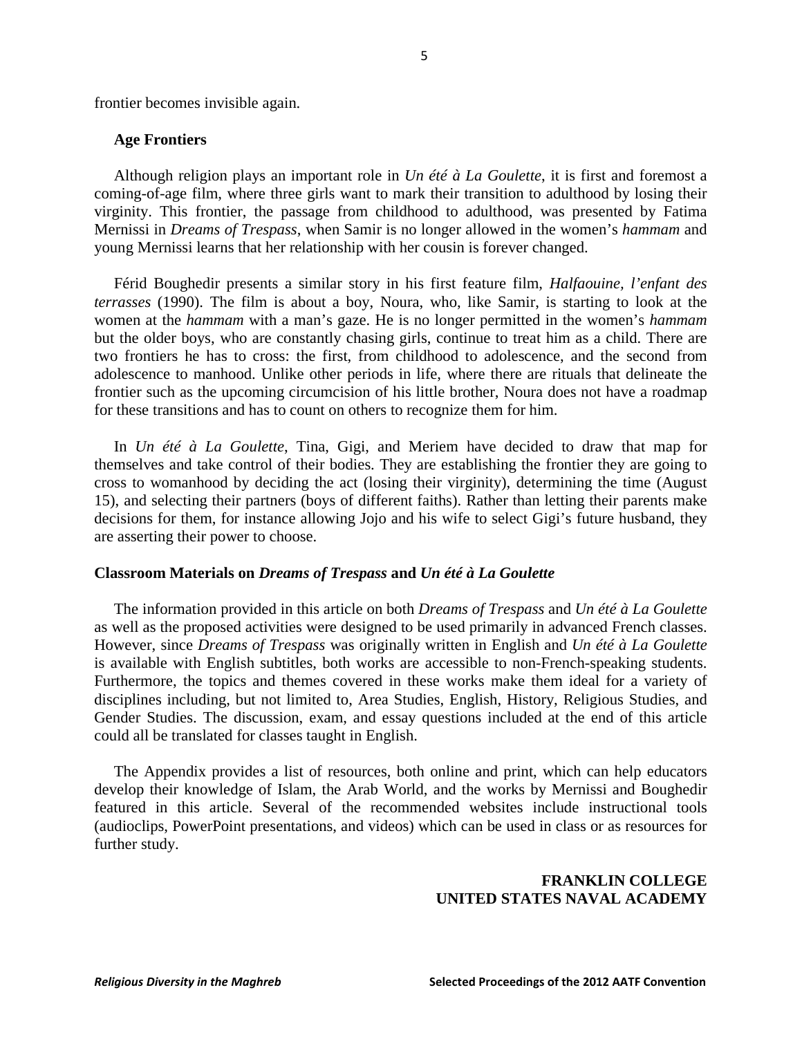frontier becomes invisible again.

### Age Frontiers

Although religion plays an important role in *Un été à La Goulette*, it is first and foremost a coming-of-age film, where three girls want to mark their transition to adulthood by losing their virginity. This frontier, the passage from childhood to adulthood, was presented by Fatima Mernissi in *Dreams of Trespass*, when Samir is no longer allowed in the women's *hammam* and young Mernissi learns that her relationship with her cousin is forever changed.

Férid Boughedir presents a similar story in his first feature film, *Halfaouine, l'enfant des terrasses* (1990). The film is about a boy, Noura, who, like Samir, is starting to look at the women at the *hammam* with a man's gaze. He is no longer permitted in the women's *hammam* but the older boys, who are constantly chasing girls, continue to treat him as a child. There are two frontiers he has to cross: the first, from childhood to adolescence, and the second from adolescence to manhood. Unlike other periods in life, where there are rituals that delineate the frontier such as the upcoming circumcision of his little brother, Noura does not have a roadmap for these transitions and has to count on others to recognize them for him.

In *Un été à La Goulette*, Tina, Gigi, and Meriem have decided to draw that map for themselves and take control of their bodies. They are establishing the frontier they are going to cross to womanhood by deciding the act (losing their virginity), determining the time (August 15), and selecting their partners (boys of different faiths). Rather than letting their parents make decisions for them, for instance allowing Jojo and his wife to select Gigi's future husband, they are asserting their power to choose.

## Classroom Materials on *Dreams of Trespass* and *Un été à La Goulette*

The information provided in this article on both *Dreams of Trespass* and *Un été à La Goulette* as well as the proposed activities were designed to be used primarily in advanced French classes. However, since *Dreams of Trespass* was originally written in English and *Un été à La Goulette* is available with English subtitles, both works are accessible to non-French-speaking students. Furthermore, the topics and themes covered in these works make them ideal for a variety of disciplines including, but not limited to, Area Studies, English, History, Religious Studies, and Gender Studies. The discussion, exam, and essay questions included at the end of this article could all be translated for classes taught in English.

The Appendix provides a list of resources, both online and print, which can help educators develop their knowledge of Islam, the Arab World, and the works by Mernissi and Boughedir featured in this article. Several of the recommended websites include instructional tools (audioclips, PowerPoint presentations, and videos) which can be used in class or as resources for further study.

**FRANKLIN COLLEGE**
**UNITED STATES NAVAL ACADEMY**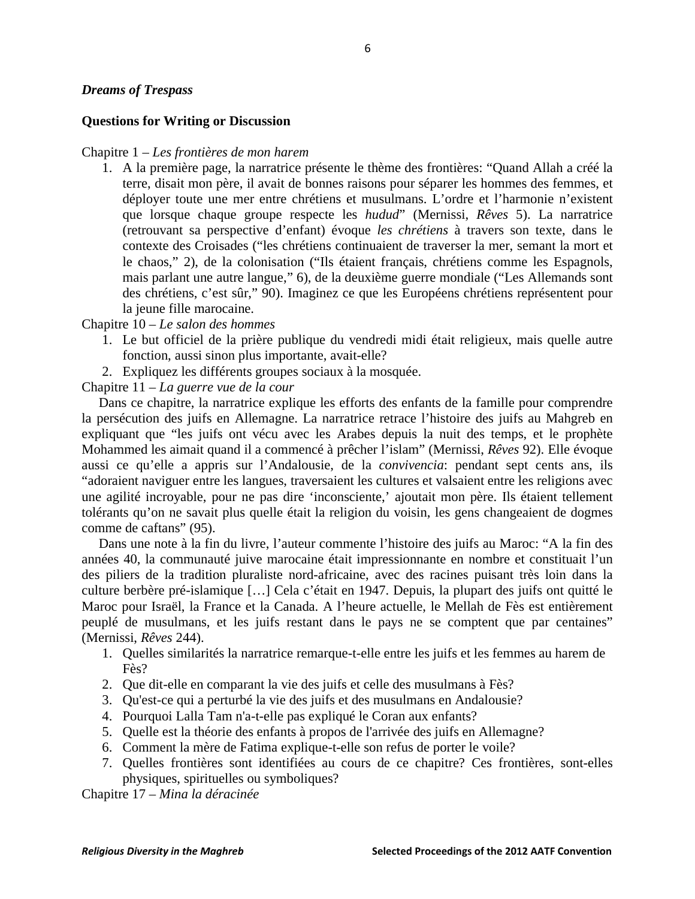***Dreams of Trespass***

**Questions for Writing or Discussion**

Chapitre 1 – *Les frontières de mon harem*

1. A la première page, la narratrice présente le thème des frontières: "Quand Allah a créé la terre, disait mon père, il avait de bonnes raisons pour séparer les hommes des femmes, et déployer toute une mer entre chrétiens et musulmans. L'ordre et l'harmonie n'existent que lorsque chaque groupe respecte les *hudud*" (Mernissi, *Rêves* 5). La narratrice (retrouvant sa perspective d'enfant) évoque *les chrétiens* à travers son texte, dans le contexte des Croisades ("les chrétiens continuaient de traverser la mer, semant la mort et le chaos," 2), de la colonisation ("Ils étaient français, chrétiens comme les Espagnols, mais parlant une autre langue," 6), de la deuxième guerre mondiale ("Les Allemands sont des chrétiens, c'est sûr," 90). Imaginez ce que les Européens chrétiens représentent pour la jeune fille marocaine.

Chapitre 10 – *Le salon des hommes*

1. Le but officiel de la prière publique du vendredi midi était religieux, mais quelle autre fonction, aussi sinon plus importante, avait-elle?
2. Expliquez les différents groupes sociaux à la mosquée.

Chapitre 11 – *La guerre vue de la cour*

Dans ce chapitre, la narratrice explique les efforts des enfants de la famille pour comprendre la persécution des juifs en Allemagne. La narratrice retrace l'histoire des juifs au Mahgreb en expliquant que "les juifs ont vécu avec les Arabes depuis la nuit des temps, et le prophète Mohammed les aimait quand il a commencé à prêcher l'islam" (Mernissi, *Rêves* 92). Elle évoque aussi ce qu'elle a appris sur l'Andalousie, de la *convivencia*: pendant sept cents ans, ils "adoraient naviguer entre les langues, traversaient les cultures et valsaient entre les religions avec une agilité incroyable, pour ne pas dire 'inconsciente,' ajoutait mon père. Ils étaient tellement tolérants qu'on ne savait plus quelle était la religion du voisin, les gens changeaient de dogmes comme de caftans" (95).

Dans une note à la fin du livre, l'auteur commente l'histoire des juifs au Maroc: "A la fin des années 40, la communauté juive marocaine était impressionnante en nombre et constituait l'un des piliers de la tradition pluraliste nord-africaine, avec des racines puisant très loin dans la culture berbère pré-islamique […] Cela c'était en 1947. Depuis, la plupart des juifs ont quitté le Maroc pour Israël, la France et la Canada. A l'heure actuelle, le Mellah de Fès est entièrement peuplé de musulmans, et les juifs restant dans le pays ne se comptent que par centaines" (Mernissi, *Rêves* 244).

1. Quelles similarités la narratrice remarque-t-elle entre les juifs et les femmes au harem de Fès?
2. Que dit-elle en comparant la vie des juifs et celle des musulmans à Fès?
3. Qu'est-ce qui a perturbé la vie des juifs et des musulmans en Andalousie?
4. Pourquoi Lalla Tam n'a-t-elle pas expliqué le Coran aux enfants?
5. Quelle est la théorie des enfants à propos de l'arrivée des juifs en Allemagne?
6. Comment la mère de Fatima explique-t-elle son refus de porter le voile?
7. Quelles frontières sont identifiées au cours de ce chapitre? Ces frontières, sont-elles physiques, spirituelles ou symboliques?

Chapitre 17 – *Mina la déracinée*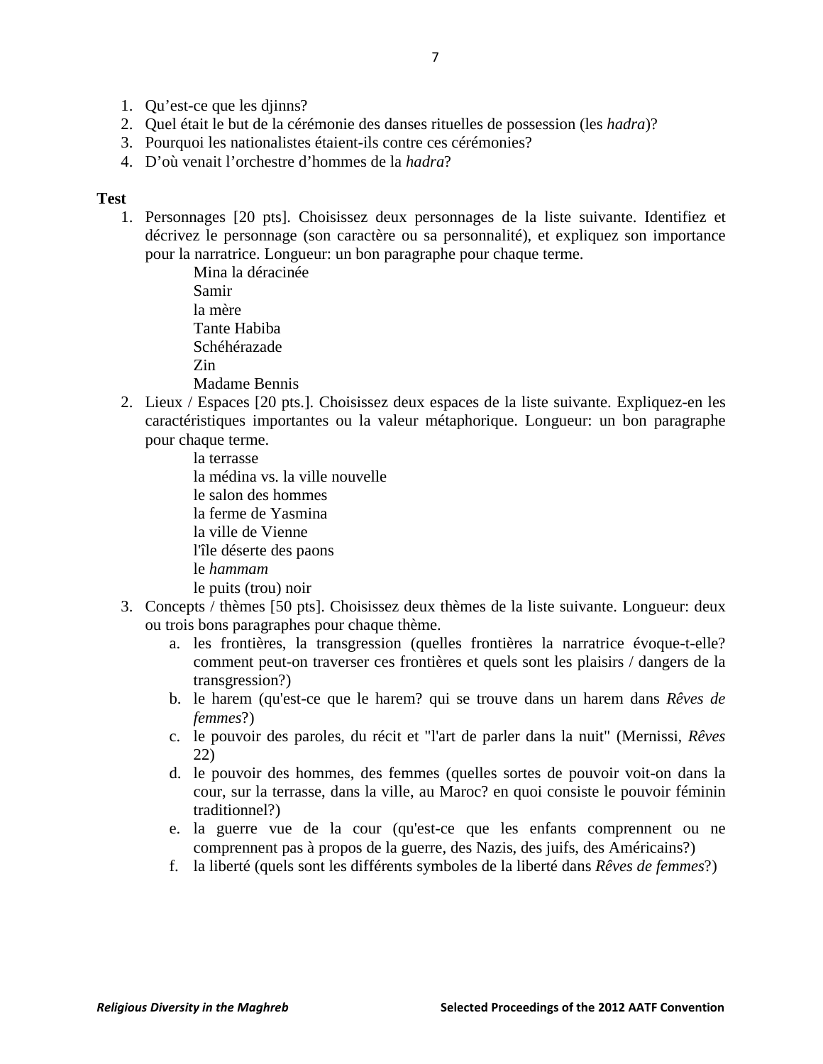1. Qu'est-ce que les djinns?
2. Quel était le but de la cérémonie des danses rituelles de possession (les *hadra*)?
3. Pourquoi les nationalistes étaient-ils contre ces cérémonies?
4. D'où venait l'orchestre d'hommes de la *hadra*?

**Test**

1. Personnages [20 pts]. Choisissez deux personnages de la liste suivante. Identifiez et décrivez le personnage (son caractère ou sa personnalité), et expliquez son importance pour la narratrice. Longueur: un bon paragraphe pour chaque terme.

   Mina la déracinée
   Samir
   la mère
   Tante Habiba
   Schéhérazade
   Zin
   Madame Bennis

2. Lieux / Espaces [20 pts.]. Choisissez deux espaces de la liste suivante. Expliquez-en les caractéristiques importantes ou la valeur métaphorique. Longueur: un bon paragraphe pour chaque terme.

   la terrasse
   la médina vs. la ville nouvelle
   le salon des hommes
   la ferme de Yasmina
   la ville de Vienne
   l'île déserte des paons
   le *hammam*
   le puits (trou) noir

3. Concepts / thèmes [50 pts]. Choisissez deux thèmes de la liste suivante. Longueur: deux ou trois bons paragraphes pour chaque thème.
   a. les frontières, la transgression (quelles frontières la narratrice évoque-t-elle? comment peut-on traverser ces frontières et quels sont les plaisirs / dangers de la transgression?)
   b. le harem (qu'est-ce que le harem? qui se trouve dans un harem dans *Rêves de femmes*?)
   c. le pouvoir des paroles, du récit et "l'art de parler dans la nuit" (Mernissi, *Rêves* 22)
   d. le pouvoir des hommes, des femmes (quelles sortes de pouvoir voit-on dans la cour, sur la terrasse, dans la ville, au Maroc? en quoi consiste le pouvoir féminin traditionnel?)
   e. la guerre vue de la cour (qu'est-ce que les enfants comprennent ou ne comprennent pas à propos de la guerre, des Nazis, des juifs, des Américains?)
   f. la liberté (quels sont les différents symboles de la liberté dans *Rêves de femmes*?)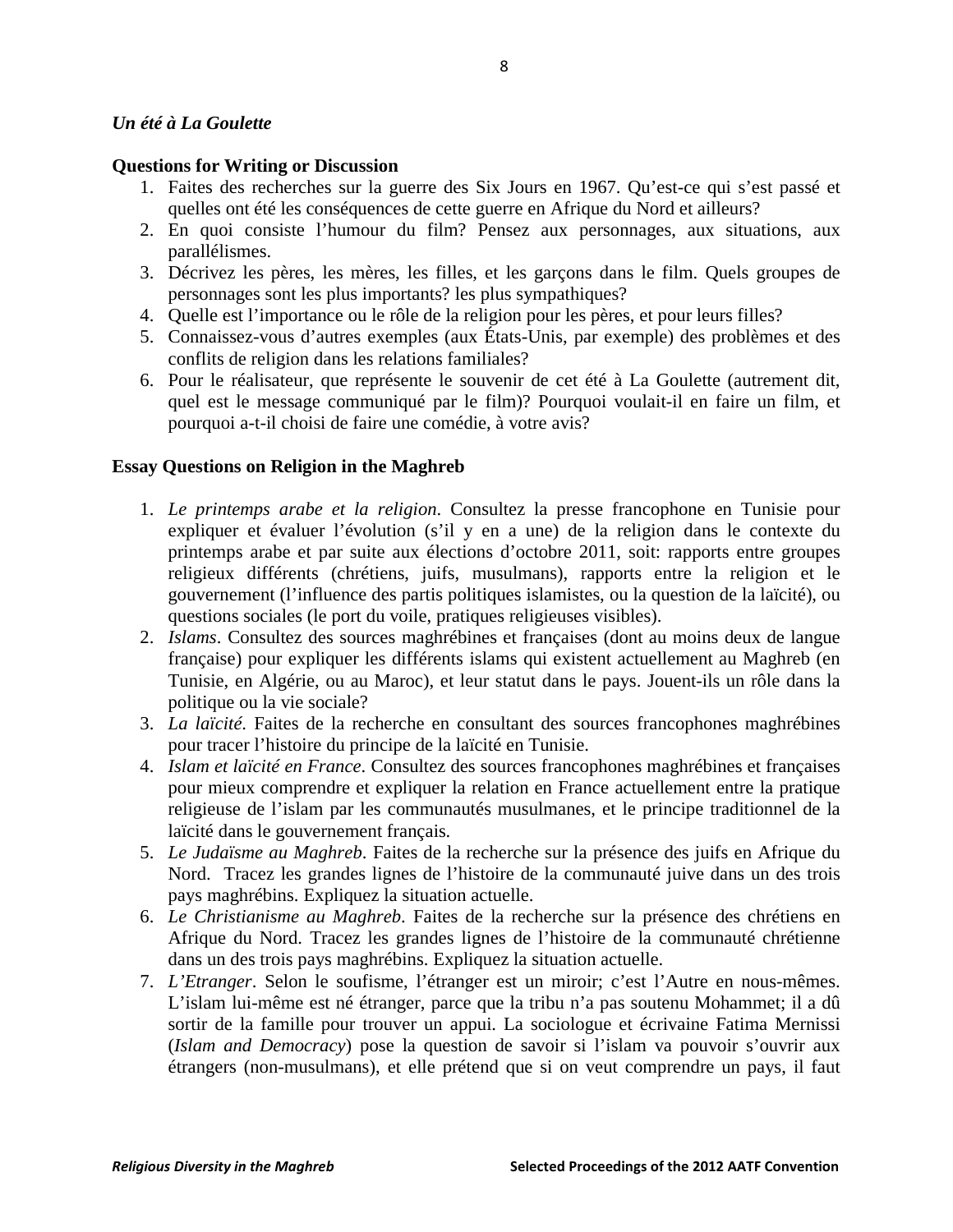*Un été à La Goulette*

**Questions for Writing or Discussion**

1. Faites des recherches sur la guerre des Six Jours en 1967. Qu'est-ce qui s'est passé et quelles ont été les conséquences de cette guerre en Afrique du Nord et ailleurs?
2. En quoi consiste l'humour du film? Pensez aux personnages, aux situations, aux parallélismes.
3. Décrivez les pères, les mères, les filles, et les garçons dans le film. Quels groupes de personnages sont les plus importants? les plus sympathiques?
4. Quelle est l'importance ou le rôle de la religion pour les pères, et pour leurs filles?
5. Connaissez-vous d'autres exemples (aux États-Unis, par exemple) des problèmes et des conflits de religion dans les relations familiales?
6. Pour le réalisateur, que représente le souvenir de cet été à La Goulette (autrement dit, quel est le message communiqué par le film)? Pourquoi voulait-il en faire un film, et pourquoi a-t-il choisi de faire une comédie, à votre avis?

**Essay Questions on Religion in the Maghreb**

1. *Le printemps arabe et la religion*. Consultez la presse francophone en Tunisie pour expliquer et évaluer l'évolution (s'il y en a une) de la religion dans le contexte du printemps arabe et par suite aux élections d'octobre 2011, soit: rapports entre groupes religieux différents (chrétiens, juifs, musulmans), rapports entre la religion et le gouvernement (l'influence des partis politiques islamistes, ou la question de la laïcité), ou questions sociales (le port du voile, pratiques religieuses visibles).
2. *Islams*. Consultez des sources maghrébines et françaises (dont au moins deux de langue française) pour expliquer les différents islams qui existent actuellement au Maghreb (en Tunisie, en Algérie, ou au Maroc), et leur statut dans le pays. Jouent-ils un rôle dans la politique ou la vie sociale?
3. *La laïcité*. Faites de la recherche en consultant des sources francophones maghrébines pour tracer l'histoire du principe de la laïcité en Tunisie.
4. *Islam et laïcité en France*. Consultez des sources francophones maghrébines et françaises pour mieux comprendre et expliquer la relation en France actuellement entre la pratique religieuse de l'islam par les communautés musulmanes, et le principe traditionnel de la laïcité dans le gouvernement français.
5. *Le Judaïsme au Maghreb*. Faites de la recherche sur la présence des juifs en Afrique du Nord. Tracez les grandes lignes de l'histoire de la communauté juive dans un des trois pays maghrébins. Expliquez la situation actuelle.
6. *Le Christianisme au Maghreb*. Faites de la recherche sur la présence des chrétiens en Afrique du Nord. Tracez les grandes lignes de l'histoire de la communauté chrétienne dans un des trois pays maghrébins. Expliquez la situation actuelle.
7. *L'Etranger*. Selon le soufisme, l'étranger est un miroir; c'est l'Autre en nous-mêmes. L'islam lui-même est né étranger, parce que la tribu n'a pas soutenu Mohammet; il a dû sortir de la famille pour trouver un appui. La sociologue et écrivaine Fatima Mernissi (*Islam and Democracy*) pose la question de savoir si l'islam va pouvoir s'ouvrir aux étrangers (non-musulmans), et elle prétend que si on veut comprendre un pays, il faut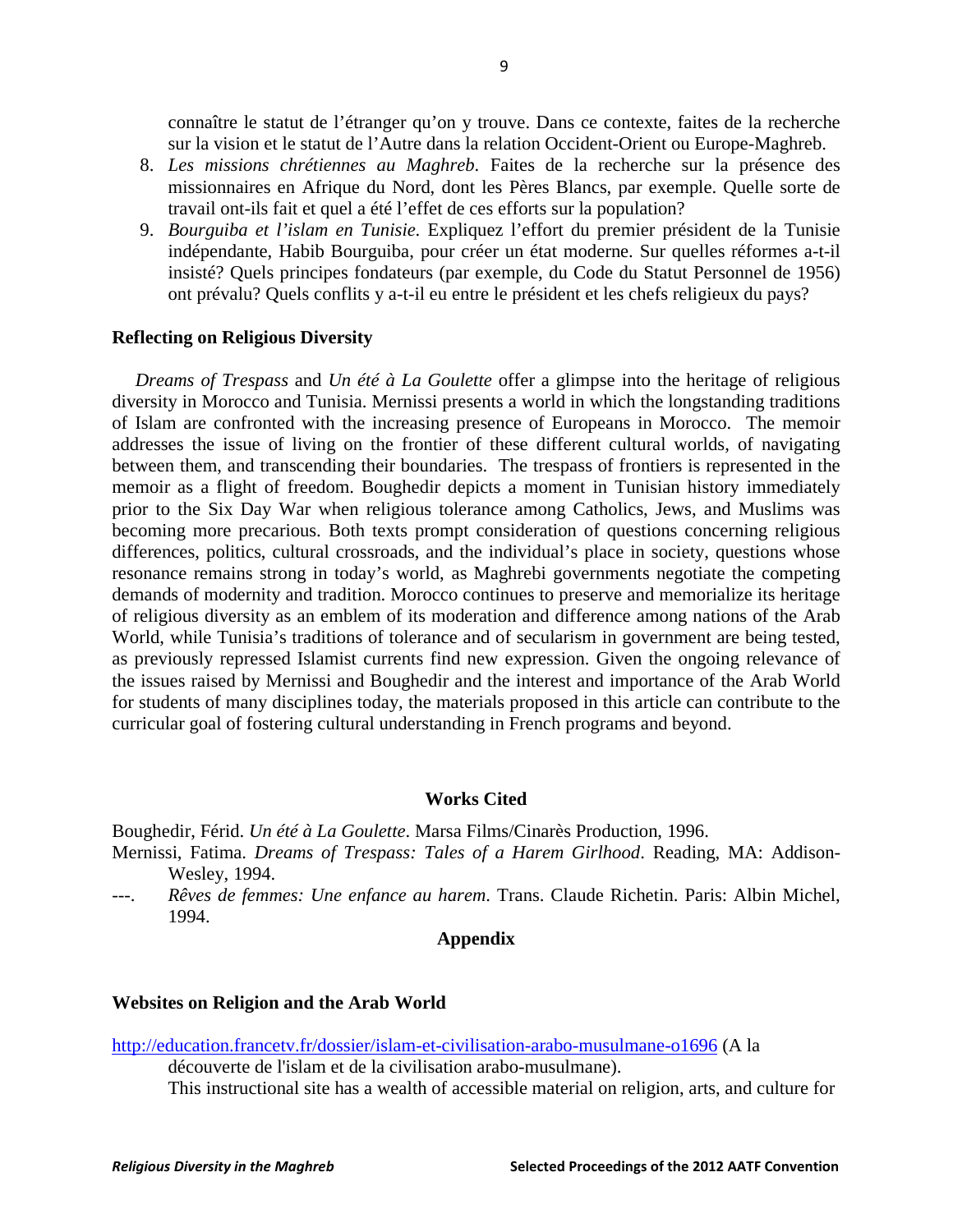connaître le statut de l'étranger qu'on y trouve. Dans ce contexte, faites de la recherche sur la vision et le statut de l'Autre dans la relation Occident-Orient ou Europe-Maghreb.

8. *Les missions chrétiennes au Maghreb*. Faites de la recherche sur la présence des missionnaires en Afrique du Nord, dont les Pères Blancs, par exemple. Quelle sorte de travail ont-ils fait et quel a été l'effet de ces efforts sur la population?
9. *Bourguiba et l'islam en Tunisie*. Expliquez l'effort du premier président de la Tunisie indépendante, Habib Bourguiba, pour créer un état moderne. Sur quelles réformes a-t-il insisté? Quels principes fondateurs (par exemple, du Code du Statut Personnel de 1956) ont prévalu? Quels conflits y a-t-il eu entre le président et les chefs religieux du pays?

**Reflecting on Religious Diversity**

*Dreams of Trespass* and *Un été à La Goulette* offer a glimpse into the heritage of religious diversity in Morocco and Tunisia. Mernissi presents a world in which the longstanding traditions of Islam are confronted with the increasing presence of Europeans in Morocco. The memoir addresses the issue of living on the frontier of these different cultural worlds, of navigating between them, and transcending their boundaries. The trespass of frontiers is represented in the memoir as a flight of freedom. Boughedir depicts a moment in Tunisian history immediately prior to the Six Day War when religious tolerance among Catholics, Jews, and Muslims was becoming more precarious. Both texts prompt consideration of questions concerning religious differences, politics, cultural crossroads, and the individual's place in society, questions whose resonance remains strong in today's world, as Maghrebi governments negotiate the competing demands of modernity and tradition. Morocco continues to preserve and memorialize its heritage of religious diversity as an emblem of its moderation and difference among nations of the Arab World, while Tunisia's traditions of tolerance and of secularism in government are being tested, as previously repressed Islamist currents find new expression. Given the ongoing relevance of the issues raised by Mernissi and Boughedir and the interest and importance of the Arab World for students of many disciplines today, the materials proposed in this article can contribute to the curricular goal of fostering cultural understanding in French programs and beyond.

## Works Cited

Boughedir, Férid. *Un été à La Goulette*. Marsa Films/Cinarès Production, 1996.

Mernissi, Fatima. *Dreams of Trespass: Tales of a Harem Girlhood*. Reading, MA: Addison-Wesley, 1994.

---. *Rêves de femmes: Une enfance au harem*. Trans. Claude Richetin. Paris: Albin Michel, 1994.

## Appendix

**Websites on Religion and the Arab World**

http://education.francetv.fr/dossier/islam-et-civilisation-arabo-musulmane-o1696 (A la découverte de l'islam et de la civilisation arabo-musulmane).

This instructional site has a wealth of accessible material on religion, arts, and culture for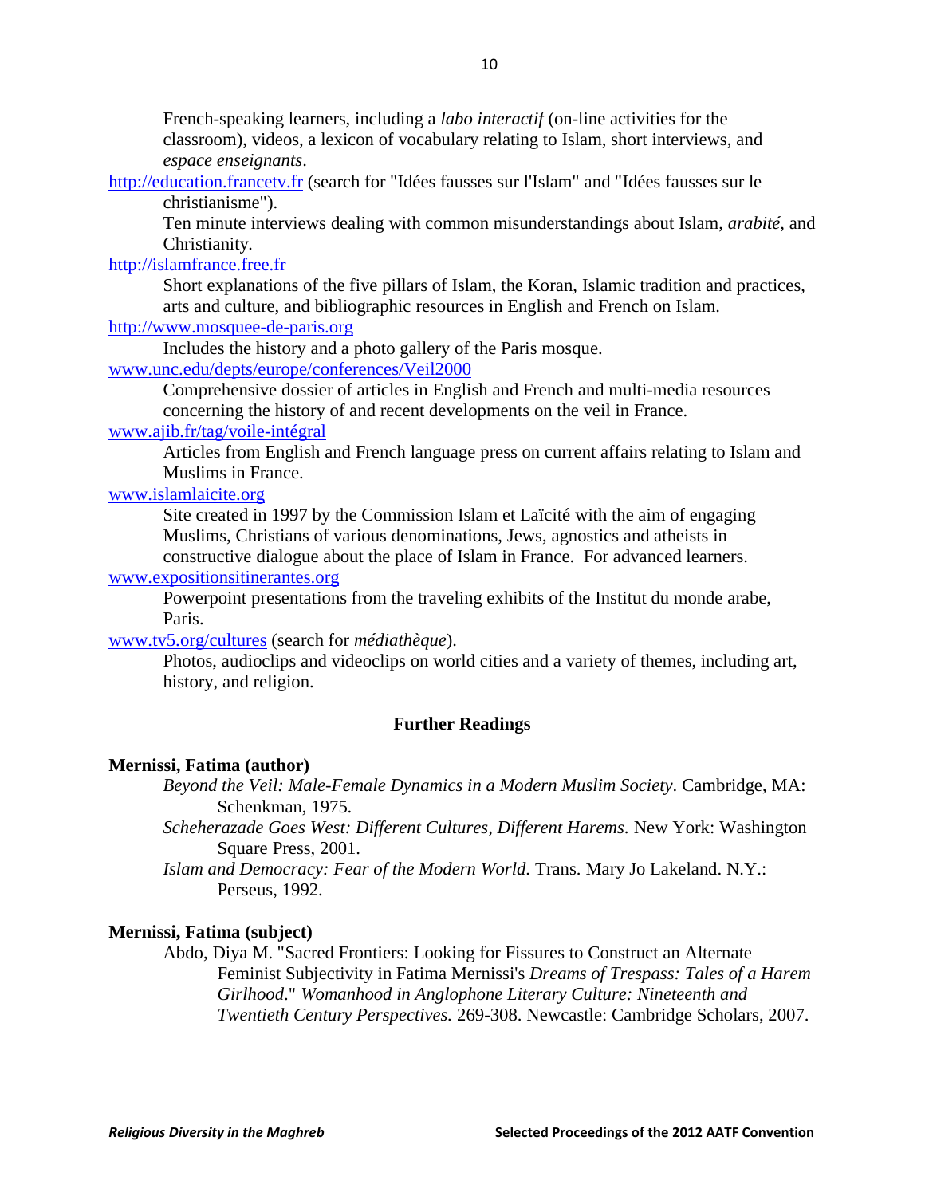French-speaking learners, including a *labo interactif* (on-line activities for the classroom), videos, a lexicon of vocabulary relating to Islam, short interviews, and *espace enseignants*.

http://education.francetv.fr (search for "Idées fausses sur l'Islam" and "Idées fausses sur le christianisme").

Ten minute interviews dealing with common misunderstandings about Islam, *arabité*, and Christianity.

http://islamfrance.free.fr

Short explanations of the five pillars of Islam, the Koran, Islamic tradition and practices, arts and culture, and bibliographic resources in English and French on Islam.

http://www.mosquee-de-paris.org

Includes the history and a photo gallery of the Paris mosque.

www.unc.edu/depts/europe/conferences/Veil2000

Comprehensive dossier of articles in English and French and multi-media resources concerning the history of and recent developments on the veil in France.

www.ajib.fr/tag/voile-intégral

Articles from English and French language press on current affairs relating to Islam and Muslims in France.

www.islamlaicite.org

Site created in 1997 by the Commission Islam et Laïcité with the aim of engaging Muslims, Christians of various denominations, Jews, agnostics and atheists in constructive dialogue about the place of Islam in France. For advanced learners.

www.expositionsitinerantes.org

Powerpoint presentations from the traveling exhibits of the Institut du monde arabe, Paris.

www.tv5.org/cultures (search for *médiathèque*).

Photos, audioclips and videoclips on world cities and a variety of themes, including art, history, and religion.

## Further Readings

**Mernissi, Fatima (author)**

*Beyond the Veil: Male-Female Dynamics in a Modern Muslim Society*. Cambridge, MA: Schenkman, 1975.

*Scheherazade Goes West: Different Cultures, Different Harems*. New York: Washington Square Press, 2001.

*Islam and Democracy: Fear of the Modern World*. Trans. Mary Jo Lakeland. N.Y.: Perseus, 1992.

**Mernissi, Fatima (subject)**

Abdo, Diya M. "Sacred Frontiers: Looking for Fissures to Construct an Alternate Feminist Subjectivity in Fatima Mernissi's *Dreams of Trespass: Tales of a Harem Girlhood*." *Womanhood in Anglophone Literary Culture: Nineteenth and Twentieth Century Perspectives.* 269-308. Newcastle: Cambridge Scholars, 2007.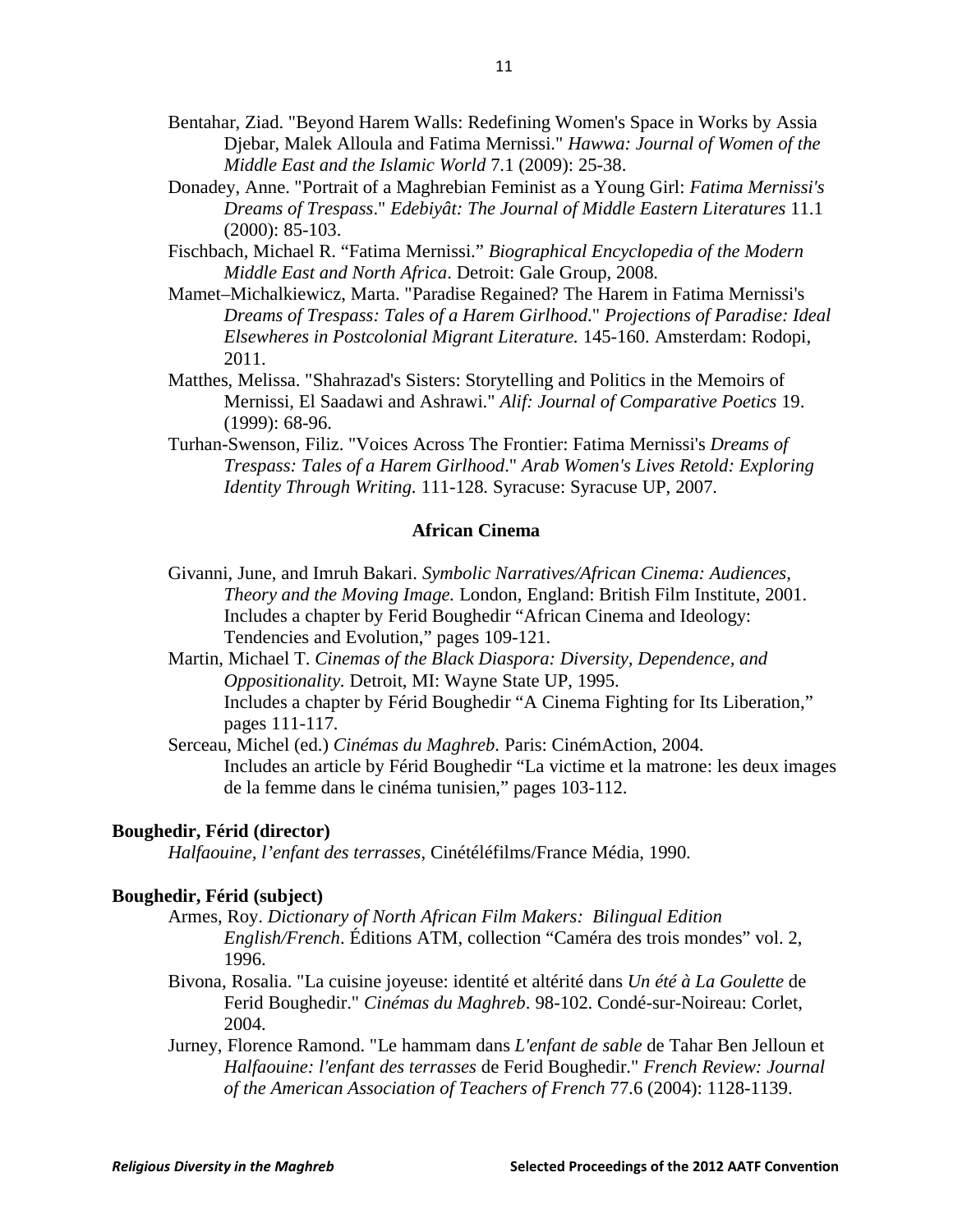Bentahar, Ziad. "Beyond Harem Walls: Redefining Women's Space in Works by Assia Djebar, Malek Alloula and Fatima Mernissi." *Hawwa: Journal of Women of the Middle East and the Islamic World* 7.1 (2009): 25-38.

Donadey, Anne. "Portrait of a Maghrebian Feminist as a Young Girl: *Fatima Mernissi's Dreams of Trespass*." *Edebiyât: The Journal of Middle Eastern Literatures* 11.1 (2000): 85-103.

Fischbach, Michael R. "Fatima Mernissi." *Biographical Encyclopedia of the Modern Middle East and North Africa*. Detroit: Gale Group, 2008.

Mamet–Michalkiewicz, Marta. "Paradise Regained? The Harem in Fatima Mernissi's *Dreams of Trespass: Tales of a Harem Girlhood*." *Projections of Paradise: Ideal Elsewheres in Postcolonial Migrant Literature.* 145-160. Amsterdam: Rodopi, 2011.

Matthes, Melissa. "Shahrazad's Sisters: Storytelling and Politics in the Memoirs of Mernissi, El Saadawi and Ashrawi." *Alif: Journal of Comparative Poetics* 19. (1999): 68-96.

Turhan-Swenson, Filiz. "Voices Across The Frontier: Fatima Mernissi's *Dreams of Trespass: Tales of a Harem Girlhood*." *Arab Women's Lives Retold: Exploring Identity Through Writing.* 111-128. Syracuse: Syracuse UP, 2007.

### African Cinema

Givanni, June, and Imruh Bakari. *Symbolic Narratives/African Cinema: Audiences, Theory and the Moving Image.* London, England: British Film Institute, 2001. Includes a chapter by Ferid Boughedir "African Cinema and Ideology: Tendencies and Evolution," pages 109-121.

Martin, Michael T. *Cinemas of the Black Diaspora: Diversity, Dependence, and Oppositionality.* Detroit, MI: Wayne State UP, 1995. Includes a chapter by Férid Boughedir "A Cinema Fighting for Its Liberation," pages 111-117.

Serceau, Michel (ed.) *Cinémas du Maghreb.* Paris: CinémAction, 2004. Includes an article by Férid Boughedir "La victime et la matrone: les deux images de la femme dans le cinéma tunisien," pages 103-112.

**Boughedir, Férid (director)**

*Halfaouine, l'enfant des terrasses*, Cinétéléfilms/France Média, 1990.

**Boughedir, Férid (subject)**

Armes, Roy. *Dictionary of North African Film Makers: Bilingual Edition English/French*. Éditions ATM, collection "Caméra des trois mondes" vol. 2, 1996.

Bivona, Rosalia. "La cuisine joyeuse: identité et altérité dans *Un été à La Goulette* de Ferid Boughedir." *Cinémas du Maghreb*. 98-102. Condé-sur-Noireau: Corlet, 2004.

Jurney, Florence Ramond. "Le hammam dans *L'enfant de sable* de Tahar Ben Jelloun et *Halfaouine: l'enfant des terrasses* de Ferid Boughedir." *French Review: Journal of the American Association of Teachers of French* 77.6 (2004): 1128-1139.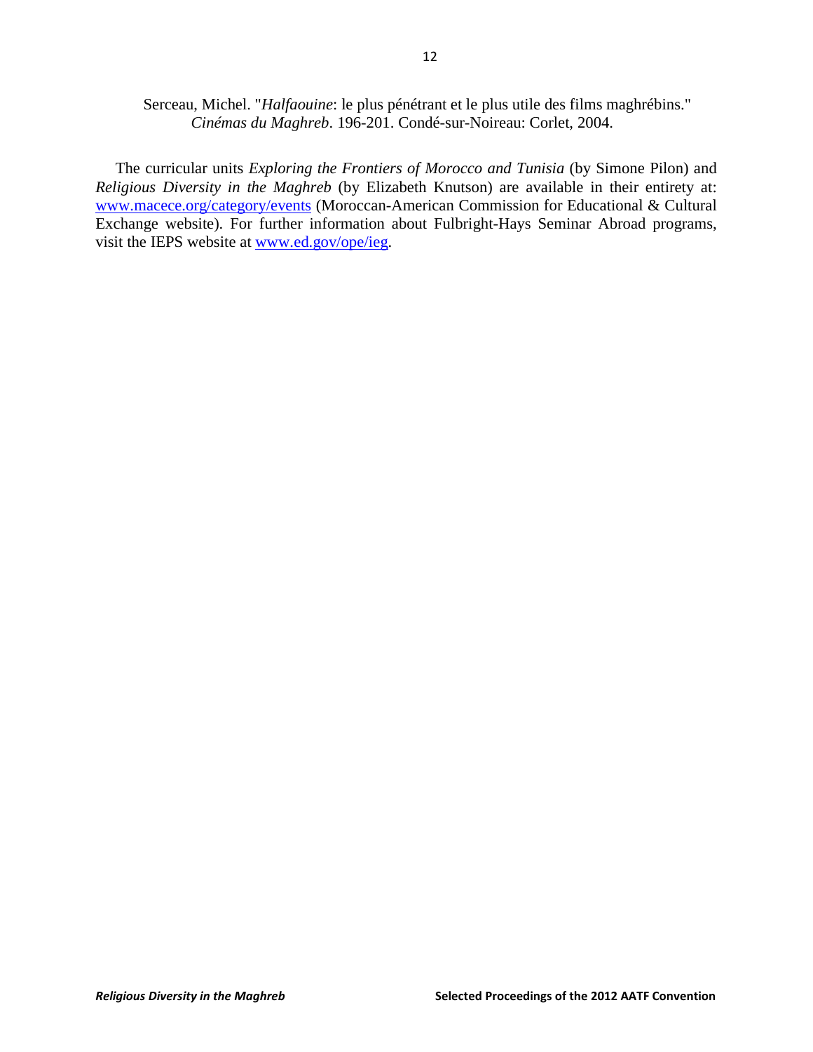Serceau, Michel. "*Halfaouine*: le plus pénétrant et le plus utile des films maghrébins." *Cinémas du Maghreb*. 196-201. Condé-sur-Noireau: Corlet, 2004.

The curricular units *Exploring the Frontiers of Morocco and Tunisia* (by Simone Pilon) and *Religious Diversity in the Maghreb* (by Elizabeth Knutson) are available in their entirety at: www.macece.org/category/events (Moroccan-American Commission for Educational & Cultural Exchange website). For further information about Fulbright-Hays Seminar Abroad programs, visit the IEPS website at www.ed.gov/ope/ieg.